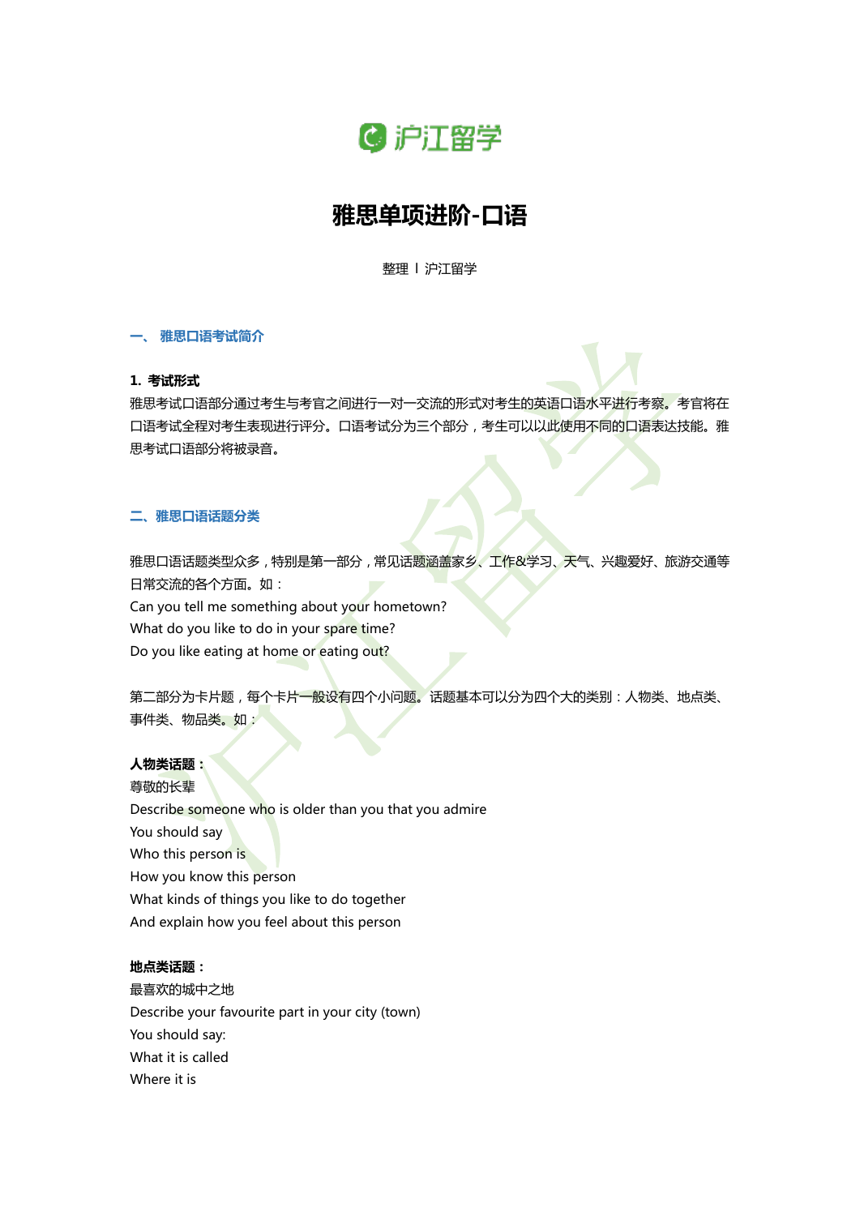# 雅思单项进阶-口语

整理 I 沪江留学

## 一、 雅思口语考试简介

### 1. 考试形式

雅思考试口语部分通过考生与考官之间进行一对一交流的形式对考生的英语口语水平进行考察。考官将在口语考试全程对考生表现进行评分。口语考试分为三个部分，考生可以以此使用不同的口语表达技能。雅思考试口语部分将被录音。

## 二、雅思口语话题分类

雅思口语话题类型众多，特别是第一部分，常见话题涵盖家乡、工作&学习、天气、兴趣爱好、旅游交通等日常交流的各个方面。如：

Can you tell me something about your hometown?
What do you like to do in your spare time?
Do you like eating at home or eating out?

第二部分为卡片题，每个卡片一般设有四个小问题。话题基本可以分为四个大的类别：人物类、地点类、事件类、物品类。如：

**人物类话题：**

尊敬的长辈
Describe someone who is older than you that you admire
You should say
Who this person is
How you know this person
What kinds of things you like to do together
And explain how you feel about this person

**地点类话题：**

最喜欢的城中之地
Describe your favourite part in your city (town)
You should say:
What it is called
Where it is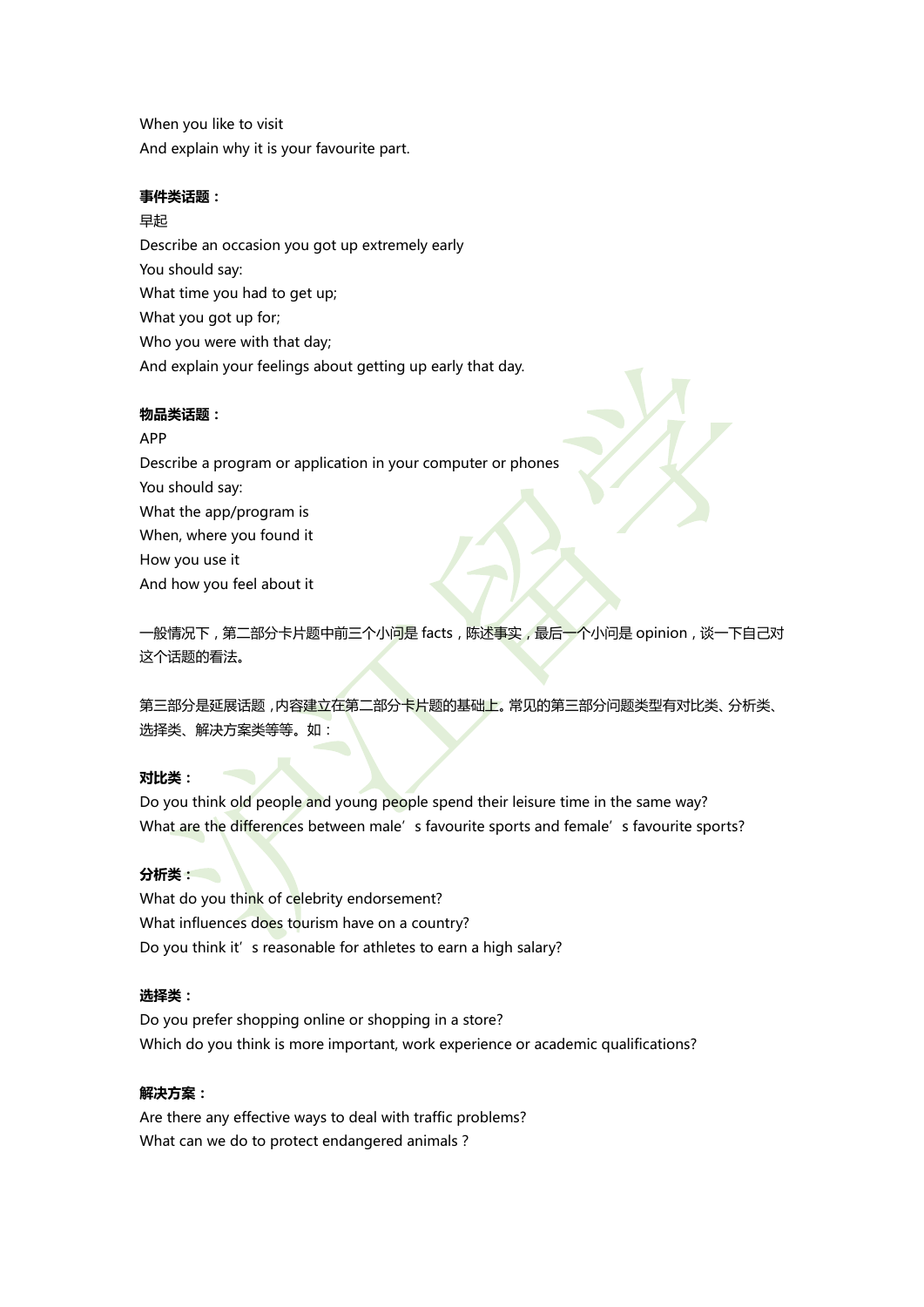When you like to visit
And explain why it is your favourite part.

**事件类话题：**

早起

Describe an occasion you got up extremely early
You should say:
What time you had to get up;
What you got up for;
Who you were with that day;
And explain your feelings about getting up early that day.

**物品类话题：**

APP

Describe a program or application in your computer or phones
You should say:
What the app/program is
When, where you found it
How you use it
And how you feel about it

一般情况下，第二部分卡片题中前三个小问是 facts，陈述事实，最后一个小问是 opinion，谈一下自己对这个话题的看法。

第三部分是延展话题，内容建立在第二部分卡片题的基础上。常见的第三部分问题类型有对比类、分析类、选择类、解决方案类等等。如：

**对比类：**

Do you think old people and young people spend their leisure time in the same way?
What are the differences between male’s favourite sports and female’s favourite sports?

**分析类：**

What do you think of celebrity endorsement?
What influences does tourism have on a country?
Do you think it’s reasonable for athletes to earn a high salary?

**选择类：**

Do you prefer shopping online or shopping in a store?
Which do you think is more important, work experience or academic qualifications?

**解决方案：**

Are there any effective ways to deal with traffic problems?
What can we do to protect endangered animals ?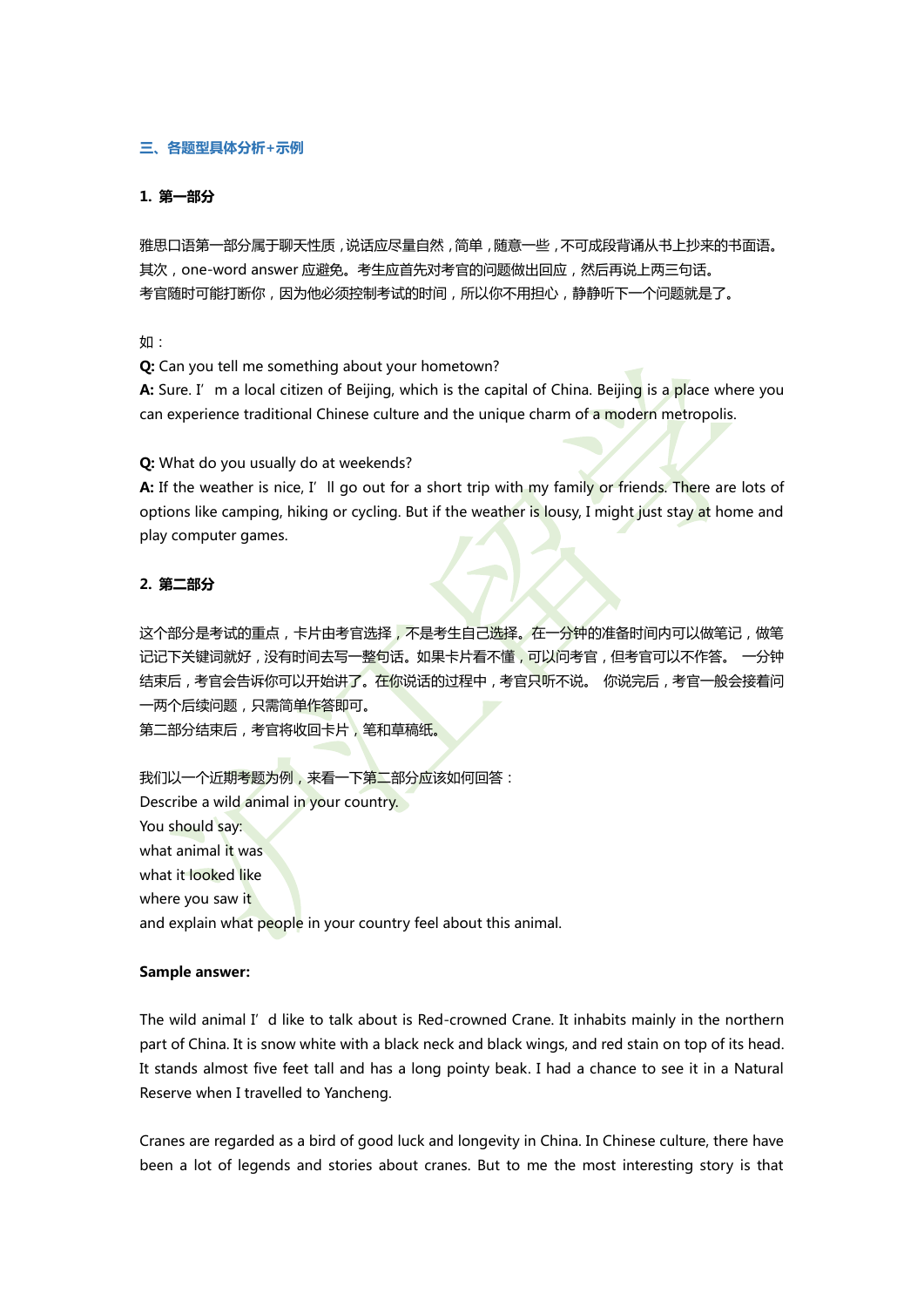## 三、各题型具体分析+示例

### 1. 第一部分

雅思口语第一部分属于聊天性质，说话应尽量自然，简单，随意一些，不可成段背诵从书上抄来的书面语。其次，one-word answer 应避免。考生应首先对考官的问题做出回应，然后再说上两三句话。
考官随时可能打断你，因为他必须控制考试的时间，所以你不用担心，静静听下一个问题就是了。

如：

**Q:** Can you tell me something about your hometown?

**A:** Sure. I' m a local citizen of Beijing, which is the capital of China. Beijing is a place where you can experience traditional Chinese culture and the unique charm of a modern metropolis.

**Q:** What do you usually do at weekends?

**A:** If the weather is nice, I' ll go out for a short trip with my family or friends. There are lots of options like camping, hiking or cycling. But if the weather is lousy, I might just stay at home and play computer games.

### 2. 第二部分

这个部分是考试的重点，卡片由考官选择，不是考生自己选择。在一分钟的准备时间内可以做笔记，做笔记记下关键词就好，没有时间去写一整句话。如果卡片看不懂，可以问考官，但考官可以不作答。 一分钟结束后，考官会告诉你可以开始讲了。在你说话的过程中，考官只听不说。 你说完后，考官一般会接着问一两个后续问题，只需简单作答即可。
第二部分结束后，考官将收回卡片，笔和草稿纸。

我们以一个近期考题为例，来看一下第二部分应该如何回答：
Describe a wild animal in your country.
You should say:
what animal it was
what it looked like
where you saw it
and explain what people in your country feel about this animal.

**Sample answer:**

The wild animal I' d like to talk about is Red-crowned Crane. It inhabits mainly in the northern part of China. It is snow white with a black neck and black wings, and red stain on top of its head. It stands almost five feet tall and has a long pointy beak. I had a chance to see it in a Natural Reserve when I travelled to Yancheng.

Cranes are regarded as a bird of good luck and longevity in China. In Chinese culture, there have been a lot of legends and stories about cranes. But to me the most interesting story is that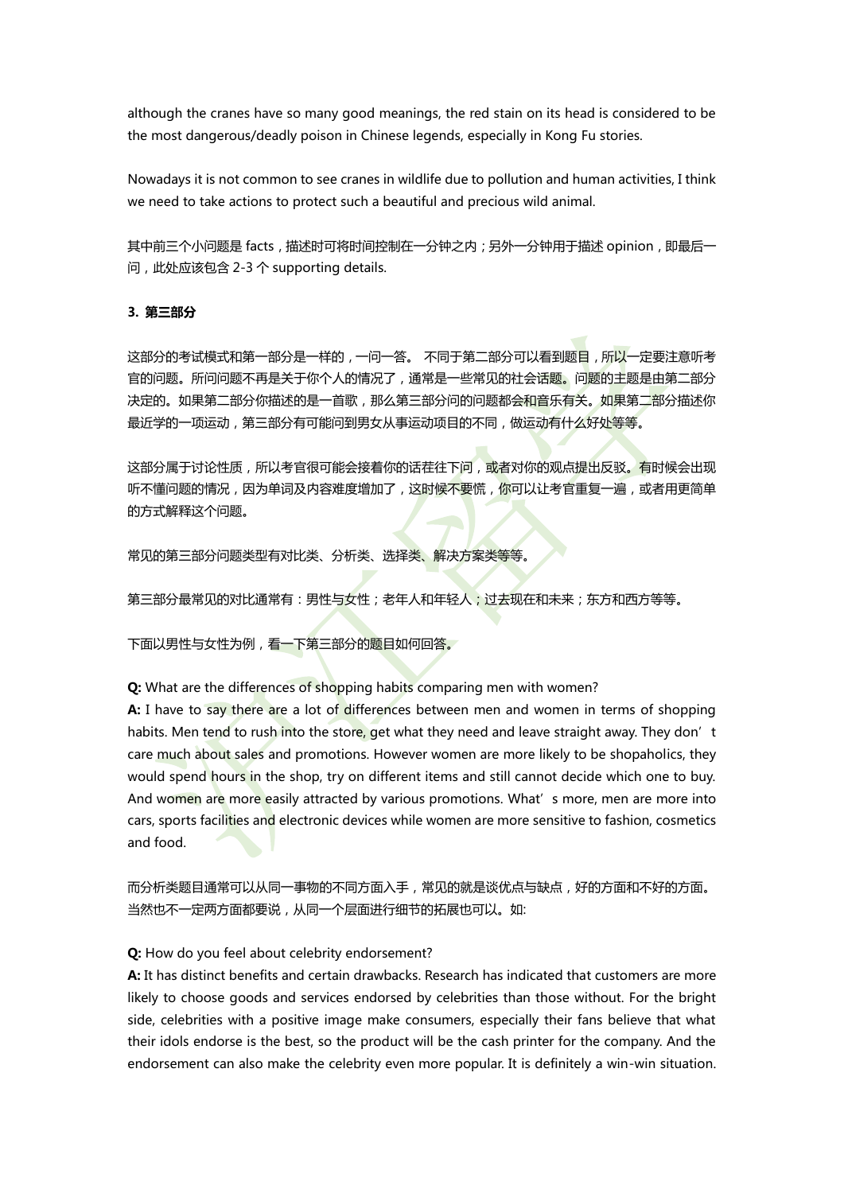although the cranes have so many good meanings, the red stain on its head is considered to be the most dangerous/deadly poison in Chinese legends, especially in Kong Fu stories.

Nowadays it is not common to see cranes in wildlife due to pollution and human activities, I think we need to take actions to protect such a beautiful and precious wild animal.

其中前三个小问题是 facts，描述时可将时间控制在一分钟之内；另外一分钟用于描述 opinion，即最后一问，此处应该包含 2-3 个 supporting details.

**3. 第三部分**

这部分的考试模式和第一部分是一样的，一问一答。 不同于第二部分可以看到题目，所以一定要注意听考官的问题。所问问题不再是关于你个人的情况了，通常是一些常见的社会话题。问题的主题是由第二部分决定的。如果第二部分你描述的是一首歌，那么第三部分问的问题都会和音乐有关。如果第二部分描述你最近学的一项运动，第三部分有可能问到男女从事运动项目的不同，做运动有什么好处等等。

这部分属于讨论性质，所以考官很可能会接着你的话茬往下问，或者对你的观点提出反驳。有时候会出现听不懂问题的情况，因为单词及内容难度增加了，这时候不要慌，你可以让考官重复一遍，或者用更简单的方式解释这个问题。

常见的第三部分问题类型有对比类、分析类、选择类、解决方案类等等。

第三部分最常见的对比通常有：男性与女性；老年人和年轻人；过去现在和未来；东方和西方等等。

下面以男性与女性为例，看一下第三部分的题目如何回答。

**Q:** What are the differences of shopping habits comparing men with women?
**A:** I have to say there are a lot of differences between men and women in terms of shopping habits. Men tend to rush into the store, get what they need and leave straight away. They don't care much about sales and promotions. However women are more likely to be shopaholics, they would spend hours in the shop, try on different items and still cannot decide which one to buy. And women are more easily attracted by various promotions. What's more, men are more into cars, sports facilities and electronic devices while women are more sensitive to fashion, cosmetics and food.

而分析类题目通常可以从同一事物的不同方面入手，常见的就是谈优点与缺点，好的方面和不好的方面。当然也不一定两方面都要说，从同一个层面进行细节的拓展也可以。如:

**Q:** How do you feel about celebrity endorsement?
**A:** It has distinct benefits and certain drawbacks. Research has indicated that customers are more likely to choose goods and services endorsed by celebrities than those without. For the bright side, celebrities with a positive image make consumers, especially their fans believe that what their idols endorse is the best, so the product will be the cash printer for the company. And the endorsement can also make the celebrity even more popular. It is definitely a win-win situation.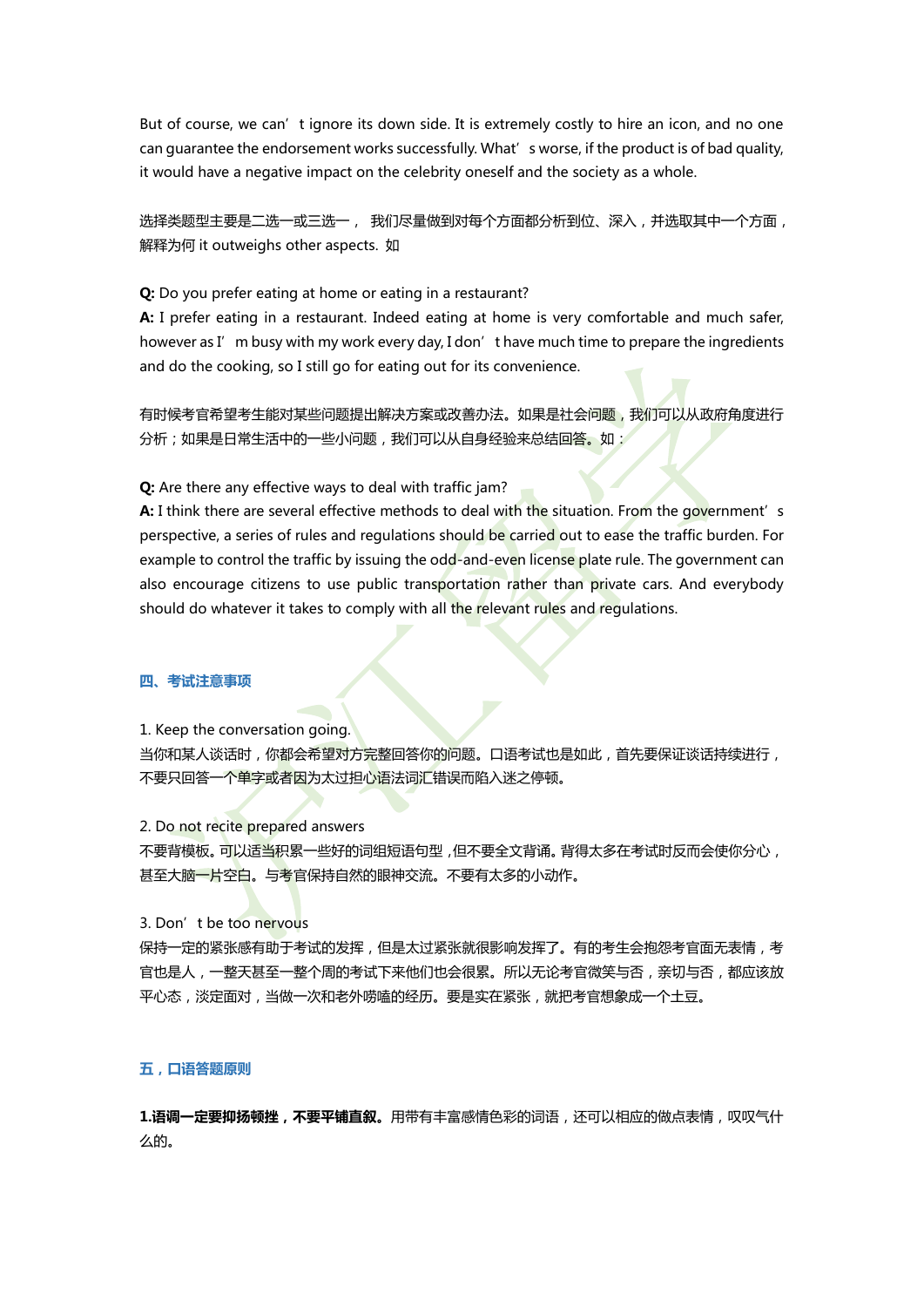But of course, we can't ignore its down side. It is extremely costly to hire an icon, and no one can guarantee the endorsement works successfully. What's worse, if the product is of bad quality, it would have a negative impact on the celebrity oneself and the society as a whole.

选择类题型主要是二选一或三选一， 我们尽量做到对每个方面都分析到位、深入，并选取其中一个方面，解释为何 it outweighs other aspects. 如

**Q:** Do you prefer eating at home or eating in a restaurant?
**A:** I prefer eating in a restaurant. Indeed eating at home is very comfortable and much safer, however as I'm busy with my work every day, I don't have much time to prepare the ingredients and do the cooking, so I still go for eating out for its convenience.

有时候考官希望考生能对某些问题提出解决方案或改善办法。如果是社会问题，我们可以从政府角度进行分析；如果是日常生活中的一些小问题，我们可以从自身经验来总结回答。如：

**Q:** Are there any effective ways to deal with traffic jam?
**A:** I think there are several effective methods to deal with the situation. From the government's perspective, a series of rules and regulations should be carried out to ease the traffic burden. For example to control the traffic by issuing the odd-and-even license plate rule. The government can also encourage citizens to use public transportation rather than private cars. And everybody should do whatever it takes to comply with all the relevant rules and regulations.

## 四、考试注意事项

1. Keep the conversation going.
当你和某人谈话时，你都会希望对方完整回答你的问题。口语考试也是如此，首先要保证谈话持续进行，不要只回答一个单字或者因为太过担心语法词汇错误而陷入迷之停顿。

2. Do not recite prepared answers
不要背模板。可以适当积累一些好的词组短语句型，但不要全文背诵。背得太多在考试时反而会使你分心，甚至大脑一片空白。与考官保持自然的眼神交流。不要有太多的小动作。

3. Don't be too nervous
保持一定的紧张感有助于考试的发挥，但是太过紧张就很影响发挥了。有的考生会抱怨考官面无表情，考官也是人，一整天甚至一整个周的考试下来他们也会很累。所以无论考官微笑与否，亲切与否，都应该放平心态，淡定面对，当做一次和老外唠嗑的经历。要是实在紧张，就把考官想象成一个土豆。

## 五，口语答题原则

**1.语调一定要抑扬顿挫，不要平铺直叙。**用带有丰富感情色彩的词语，还可以相应的做点表情，叹叹气什么的。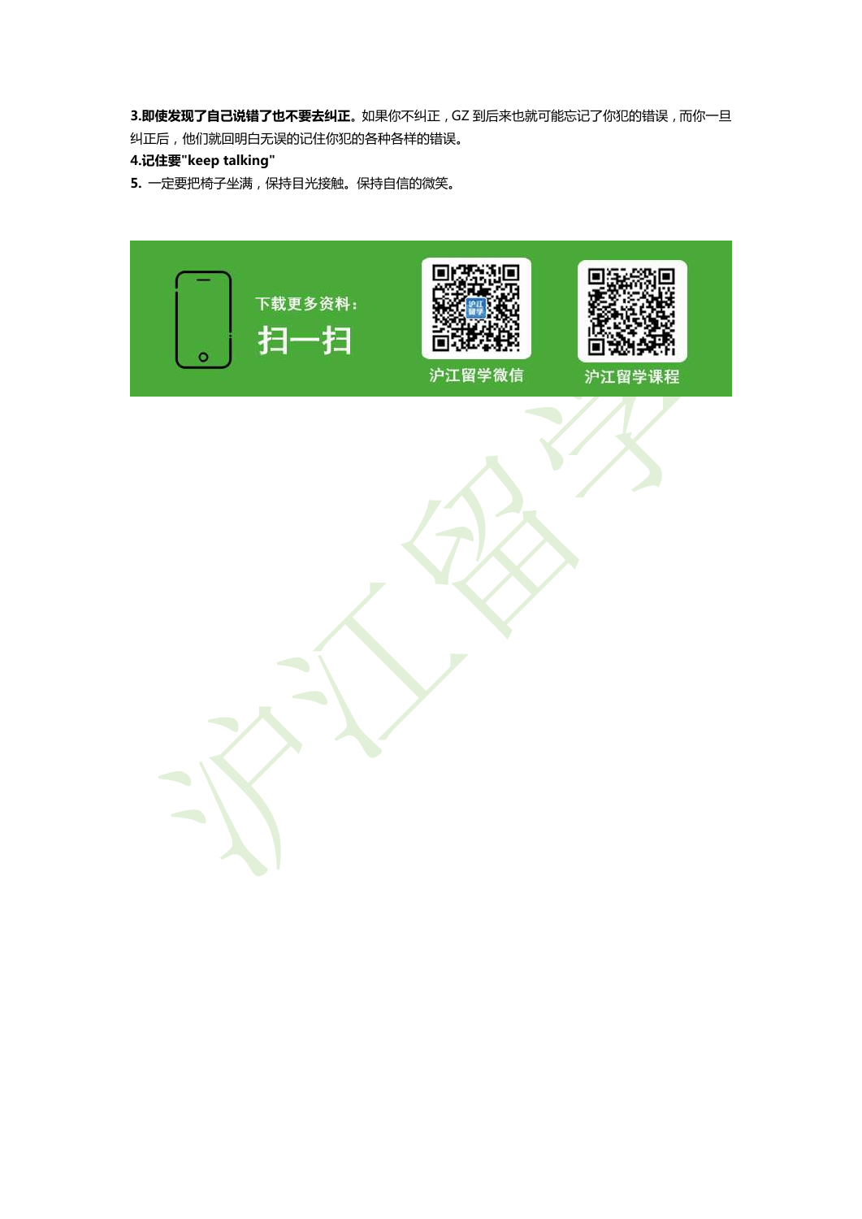**3.即使发现了自己说错了也不要去纠正。**如果你不纠正，GZ 到后来也就可能忘记了你犯的错误，而你一旦纠正后，他们就回明白无误的记住你犯的各种各样的错误。

**4.记住要"keep talking"**

**5.** 一定要把椅子坐满，保持目光接触。保持自信的微笑。

下载更多资料：

扫一扫

沪江留学微信

沪江留学课程